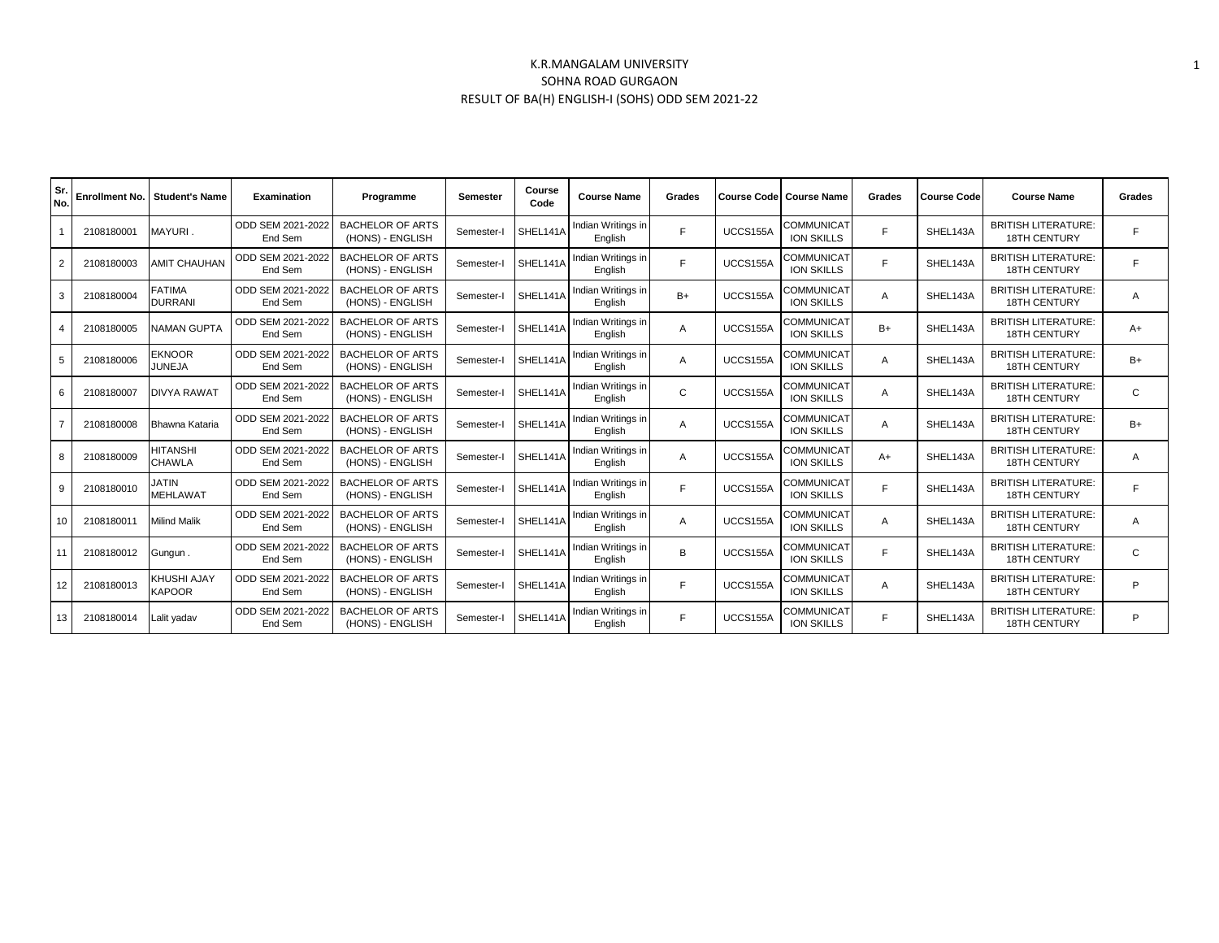# K.R.MANGALAM UNIVERSITY

## SOHNA ROAD GURGAON

### RESULT OF BA(H) ENGLISH-I (SOHS) ODD SEM 2021-22

| Sr. No. | Enrollment No. | Student's Name | Examination | Programme | Semester | Course Code | Course Name | Grades | Course Code | Course Name | Grades | Course Code | Course Name | Grades |
|---|---|---|---|---|---|---|---|---|---|---|---|---|---|---|
| 1 | 2108180001 | MAYURI . | ODD SEM 2021-2022 End Sem | BACHELOR OF ARTS (HONS) - ENGLISH | Semester-I | SHEL141A | Indian Writings in English | F | UCCS155A | COMMUNICATION SKILLS | F | SHEL143A | BRITISH LITERATURE: 18TH CENTURY | F |
| 2 | 2108180003 | AMIT CHAUHAN | ODD SEM 2021-2022 End Sem | BACHELOR OF ARTS (HONS) - ENGLISH | Semester-I | SHEL141A | Indian Writings in English | F | UCCS155A | COMMUNICATION SKILLS | F | SHEL143A | BRITISH LITERATURE: 18TH CENTURY | F |
| 3 | 2108180004 | FATIMA DURRANI | ODD SEM 2021-2022 End Sem | BACHELOR OF ARTS (HONS) - ENGLISH | Semester-I | SHEL141A | Indian Writings in English | B+ | UCCS155A | COMMUNICATION SKILLS | A | SHEL143A | BRITISH LITERATURE: 18TH CENTURY | A |
| 4 | 2108180005 | NAMAN GUPTA | ODD SEM 2021-2022 End Sem | BACHELOR OF ARTS (HONS) - ENGLISH | Semester-I | SHEL141A | Indian Writings in English | A | UCCS155A | COMMUNICATION SKILLS | B+ | SHEL143A | BRITISH LITERATURE: 18TH CENTURY | A+ |
| 5 | 2108180006 | EKNOOR JUNEJA | ODD SEM 2021-2022 End Sem | BACHELOR OF ARTS (HONS) - ENGLISH | Semester-I | SHEL141A | Indian Writings in English | A | UCCS155A | COMMUNICATION SKILLS | A | SHEL143A | BRITISH LITERATURE: 18TH CENTURY | B+ |
| 6 | 2108180007 | DIVYA RAWAT | ODD SEM 2021-2022 End Sem | BACHELOR OF ARTS (HONS) - ENGLISH | Semester-I | SHEL141A | Indian Writings in English | C | UCCS155A | COMMUNICATION SKILLS | A | SHEL143A | BRITISH LITERATURE: 18TH CENTURY | C |
| 7 | 2108180008 | Bhawna Kataria | ODD SEM 2021-2022 End Sem | BACHELOR OF ARTS (HONS) - ENGLISH | Semester-I | SHEL141A | Indian Writings in English | A | UCCS155A | COMMUNICATION SKILLS | A | SHEL143A | BRITISH LITERATURE: 18TH CENTURY | B+ |
| 8 | 2108180009 | HITANSHI CHAWLA | ODD SEM 2021-2022 End Sem | BACHELOR OF ARTS (HONS) - ENGLISH | Semester-I | SHEL141A | Indian Writings in English | A | UCCS155A | COMMUNICATION SKILLS | A+ | SHEL143A | BRITISH LITERATURE: 18TH CENTURY | A |
| 9 | 2108180010 | JATIN MEHLAWAT | ODD SEM 2021-2022 End Sem | BACHELOR OF ARTS (HONS) - ENGLISH | Semester-I | SHEL141A | Indian Writings in English | F | UCCS155A | COMMUNICATION SKILLS | F | SHEL143A | BRITISH LITERATURE: 18TH CENTURY | F |
| 10 | 2108180011 | Milind Malik | ODD SEM 2021-2022 End Sem | BACHELOR OF ARTS (HONS) - ENGLISH | Semester-I | SHEL141A | Indian Writings in English | A | UCCS155A | COMMUNICATION SKILLS | A | SHEL143A | BRITISH LITERATURE: 18TH CENTURY | A |
| 11 | 2108180012 | Gungun . | ODD SEM 2021-2022 End Sem | BACHELOR OF ARTS (HONS) - ENGLISH | Semester-I | SHEL141A | Indian Writings in English | B | UCCS155A | COMMUNICATION SKILLS | F | SHEL143A | BRITISH LITERATURE: 18TH CENTURY | C |
| 12 | 2108180013 | KHUSHI AJAY KAPOOR | ODD SEM 2021-2022 End Sem | BACHELOR OF ARTS (HONS) - ENGLISH | Semester-I | SHEL141A | Indian Writings in English | F | UCCS155A | COMMUNICATION SKILLS | A | SHEL143A | BRITISH LITERATURE: 18TH CENTURY | P |
| 13 | 2108180014 | Lalit yadav | ODD SEM 2021-2022 End Sem | BACHELOR OF ARTS (HONS) - ENGLISH | Semester-I | SHEL141A | Indian Writings in English | F | UCCS155A | COMMUNICATION SKILLS | F | SHEL143A | BRITISH LITERATURE: 18TH CENTURY | P |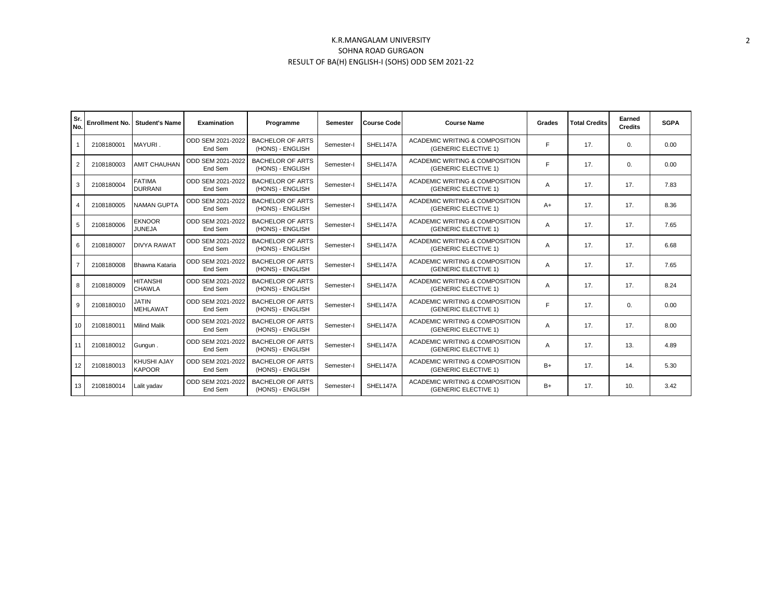K.R.MANGALAM UNIVERSITY

SOHNA ROAD GURGAON

RESULT OF BA(H) ENGLISH-I (SOHS) ODD SEM 2021-22

| Sr. No. | Enrollment No. | Student's Name | Examination | Programme | Semester | Course Code | Course Name | Grades | Total Credits | Earned Credits | SGPA |
|---|---|---|---|---|---|---|---|---|---|---|---|
| 1 | 2108180001 | MAYURI . | ODD SEM 2021-2022 End Sem | BACHELOR OF ARTS (HONS) - ENGLISH | Semester-I | SHEL147A | ACADEMIC WRITING & COMPOSITION (GENERIC ELECTIVE 1) | F | 17. | 0. | 0.00 |
| 2 | 2108180003 | AMIT CHAUHAN | ODD SEM 2021-2022 End Sem | BACHELOR OF ARTS (HONS) - ENGLISH | Semester-I | SHEL147A | ACADEMIC WRITING & COMPOSITION (GENERIC ELECTIVE 1) | F | 17. | 0. | 0.00 |
| 3 | 2108180004 | FATIMA DURRANI | ODD SEM 2021-2022 End Sem | BACHELOR OF ARTS (HONS) - ENGLISH | Semester-I | SHEL147A | ACADEMIC WRITING & COMPOSITION (GENERIC ELECTIVE 1) | A | 17. | 17. | 7.83 |
| 4 | 2108180005 | NAMAN GUPTA | ODD SEM 2021-2022 End Sem | BACHELOR OF ARTS (HONS) - ENGLISH | Semester-I | SHEL147A | ACADEMIC WRITING & COMPOSITION (GENERIC ELECTIVE 1) | A+ | 17. | 17. | 8.36 |
| 5 | 2108180006 | EKNOOR JUNEJA | ODD SEM 2021-2022 End Sem | BACHELOR OF ARTS (HONS) - ENGLISH | Semester-I | SHEL147A | ACADEMIC WRITING & COMPOSITION (GENERIC ELECTIVE 1) | A | 17. | 17. | 7.65 |
| 6 | 2108180007 | DIVYA RAWAT | ODD SEM 2021-2022 End Sem | BACHELOR OF ARTS (HONS) - ENGLISH | Semester-I | SHEL147A | ACADEMIC WRITING & COMPOSITION (GENERIC ELECTIVE 1) | A | 17. | 17. | 6.68 |
| 7 | 2108180008 | Bhawna Kataria | ODD SEM 2021-2022 End Sem | BACHELOR OF ARTS (HONS) - ENGLISH | Semester-I | SHEL147A | ACADEMIC WRITING & COMPOSITION (GENERIC ELECTIVE 1) | A | 17. | 17. | 7.65 |
| 8 | 2108180009 | HITANSHI CHAWLA | ODD SEM 2021-2022 End Sem | BACHELOR OF ARTS (HONS) - ENGLISH | Semester-I | SHEL147A | ACADEMIC WRITING & COMPOSITION (GENERIC ELECTIVE 1) | A | 17. | 17. | 8.24 |
| 9 | 2108180010 | JATIN MEHLAWAT | ODD SEM 2021-2022 End Sem | BACHELOR OF ARTS (HONS) - ENGLISH | Semester-I | SHEL147A | ACADEMIC WRITING & COMPOSITION (GENERIC ELECTIVE 1) | F | 17. | 0. | 0.00 |
| 10 | 2108180011 | Milind Malik | ODD SEM 2021-2022 End Sem | BACHELOR OF ARTS (HONS) - ENGLISH | Semester-I | SHEL147A | ACADEMIC WRITING & COMPOSITION (GENERIC ELECTIVE 1) | A | 17. | 17. | 8.00 |
| 11 | 2108180012 | Gungun . | ODD SEM 2021-2022 End Sem | BACHELOR OF ARTS (HONS) - ENGLISH | Semester-I | SHEL147A | ACADEMIC WRITING & COMPOSITION (GENERIC ELECTIVE 1) | A | 17. | 13. | 4.89 |
| 12 | 2108180013 | KHUSHI AJAY KAPOOR | ODD SEM 2021-2022 End Sem | BACHELOR OF ARTS (HONS) - ENGLISH | Semester-I | SHEL147A | ACADEMIC WRITING & COMPOSITION (GENERIC ELECTIVE 1) | B+ | 17. | 14. | 5.30 |
| 13 | 2108180014 | Lalit yadav | ODD SEM 2021-2022 End Sem | BACHELOR OF ARTS (HONS) - ENGLISH | Semester-I | SHEL147A | ACADEMIC WRITING & COMPOSITION (GENERIC ELECTIVE 1) | B+ | 17. | 10. | 3.42 |